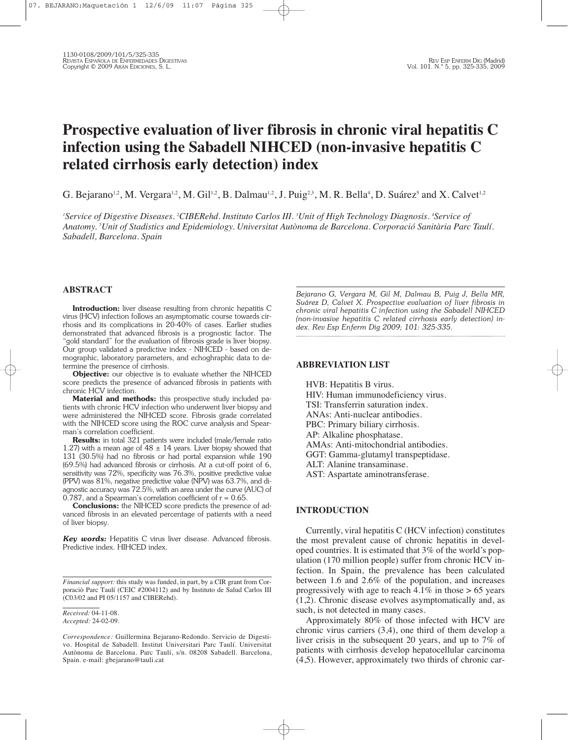# Prospective evaluation of liver fibrosis in chronic viral hepatitis C infection using the Sabadell NIHCED (non-invasive hepatitis C related cirrhosis early detection) index

G. Bejarano[1,2], M. Vergara[1,2], M. Gil[1,2], B. Dalmau[1,2], J. Puig[2,3], M. R. Bella[4], D. Suárez[5] and X. Calvet[1,2]

*[1]Service of Digestive Diseases. [2]CIBERehd. Instituto Carlos III. [3]Unit of High Technology Diagnosis. [4]Service of Anatomy. [5]Unit of Stadistics and Epidemiology. Universitat Autònoma de Barcelona. Corporació Sanitària Parc Taulí. Sabadell, Barcelona. Spain*

## ABSTRACT

**Introduction:** liver disease resulting from chronic hepatitis C virus (HCV) infection follows an asymptomatic course towards cirrhosis and its complications in 20-40% of cases. Earlier studies demonstrated that advanced fibrosis is a prognostic factor. The "gold standard" for the evaluation of fibrosis grade is liver biopsy. Our group validated a predictive index - NIHCED - based on demographic, laboratory parameters, and echoghraphic data to determine the presence of cirrhosis.

**Objective:** our objective is to evaluate whether the NIHCED score predicts the presence of advanced fibrosis in patients with chronic HCV infection.

**Material and methods:** this prospective study included patients with chronic HCV infection who underwent liver biopsy and were administered the NIHCED score. Fibrosis grade correlated with the NIHCED score using the ROC curve analysis and Spearman's correlation coefficient.

**Results:** in total 321 patients were included (male/female ratio 1.27) with a mean age of 48 ± 14 years. Liver biopsy showed that 131 (30.5%) had no fibrosis or had portal expansion while 190 (69.5%) had advanced fibrosis or cirrhosis. At a cut-off point of 6, sensitivity was 72%, specificity was 76.3%, positive predictive value (PPV) was 81%, negative predictive value (NPV) was 63.7%, and diagnostic accuracy was 72.5%, with an area under the curve (AUC) of 0.787, and a Spearman's correlation coefficient of r = 0.65.

**Conclusions:** the NIHCED score predicts the presence of advanced fibrosis in an elevated percentage of patients with a need of liver biopsy.

***Key words:*** Hepatitis C virus liver disease. Advanced fibrosis. Predictive index. HIHCED index.

*Financial support:* this study was funded, in part, by a CIR grant from Corporaciò Parc Taulí (CEIC #2004112) and by Instituto de Salud Carlos III (C03/02 and PI 05/1157 and CIBERehd).

*Received:* 04-11-08.
*Accepted:* 24-02-09.

*Correspondence:* Guillermina Bejarano-Redondo. Servicio de Digestivo. Hospital de Sabadell. Institut Universitari Parc Taulí. Universitat Autònoma de Barcelona. Parc Taulí, s/n. 08208 Sabadell. Barcelona, Spain. e-mail: gbejarano@tauli.cat

*Bejarano G, Vergara M, Gil M, Dalmau B, Puig J, Bella MR, Suárez D, Calvet X. Prospective evaluation of liver fibrosis in chronic viral hepatitis C infection using the Sabadell NIHCED (non-invasive hepatitis C related cirrhosis early detection) index. Rev Esp Enferm Dig 2009; 101: 325-335.*

## ABBREVIATION LIST

HVB: Hepatitis B virus.
HIV: Human immunodeficiency virus.
TSI: Transferrin saturation index.
ANAs: Anti-nuclear antibodies.
PBC: Primary biliary cirrhosis.
AP: Alkaline phosphatase.
AMAs: Anti-mitochondrial antibodies.
GGT: Gamma-glutamyl transpeptidase.
ALT: Alanine transaminase.
AST: Aspartate aminotransferase.

## INTRODUCTION

Currently, viral hepatitis C (HCV infection) constitutes the most prevalent cause of chronic hepatitis in developed countries. It is estimated that 3% of the world's population (170 million people) suffer from chronic HCV infection. In Spain, the prevalence has been calculated between 1.6 and 2.6% of the population, and increases progressively with age to reach 4.1% in those > 65 years (1,2). Chronic disease evolves asymptomatically and, as such, is not detected in many cases.

Approximately 80% of those infected with HCV are chronic virus carriers (3,4), one third of them develop a liver crisis in the subsequent 20 years, and up to 7% of patients with cirrhosis develop hepatocellular carcinoma (4,5). However, approximately two thirds of chronic car-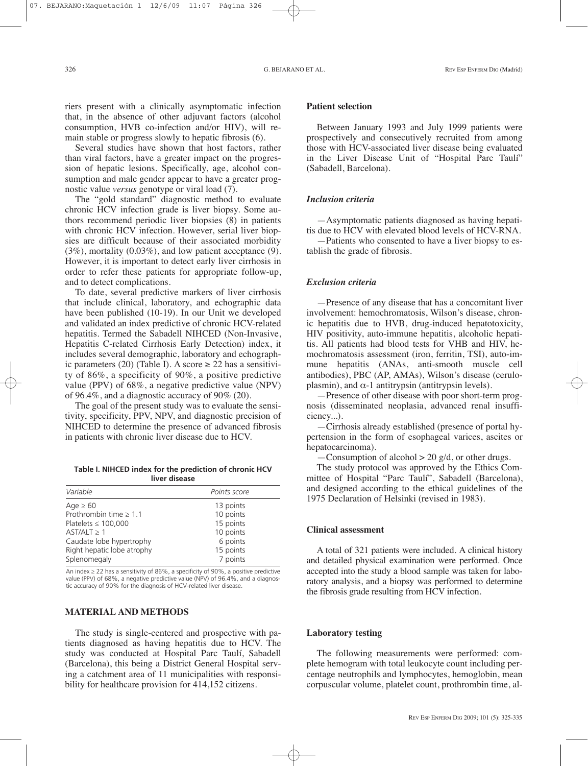riers present with a clinically asymptomatic infection that, in the absence of other adjuvant factors (alcohol consumption, HVB co-infection and/or HIV), will remain stable or progress slowly to hepatic fibrosis (6).

Several studies have shown that host factors, rather than viral factors, have a greater impact on the progression of hepatic lesions. Specifically, age, alcohol consumption and male gender appear to have a greater prognostic value *versus* genotype or viral load (7).

The "gold standard" diagnostic method to evaluate chronic HCV infection grade is liver biopsy. Some authors recommend periodic liver biopsies (8) in patients with chronic HCV infection. However, serial liver biopsies are difficult because of their associated morbidity (3%), mortality (0.03%), and low patient acceptance (9). However, it is important to detect early liver cirrhosis in order to refer these patients for appropriate follow-up, and to detect complications.

To date, several predictive markers of liver cirrhosis that include clinical, laboratory, and echographic data have been published (10-19). In our Unit we developed and validated an index predictive of chronic HCV-related hepatitis. Termed the Sabadell NIHCED (Non-Invasive, Hepatitis C-related Cirrhosis Early Detection) index, it includes several demographic, laboratory and echographic parameters (20) (Table I). A score ≥ 22 has a sensitivity of 86%, a specificity of 90%, a positive predictive value (PPV) of 68%, a negative predictive value (NPV) of 96.4%, and a diagnostic accuracy of 90% (20).

The goal of the present study was to evaluate the sensitivity, specificity, PPV, NPV, and diagnostic precision of NIHCED to determine the presence of advanced fibrosis in patients with chronic liver disease due to HCV.

**Table I. NIHCED index for the prediction of chronic HCV liver disease**

| *Variable* | *Points score* |
|---|---|
| Age ≥ 60 | 13 points |
| Prothrombin time ≥ 1.1 | 10 points |
| Platelets ≤ 100,000 | 15 points |
| AST/ALT ≥ 1 | 10 points |
| Caudate lobe hypertrophy | 6 points |
| Right hepatic lobe atrophy | 15 points |
| Splenomegaly | 7 points |

An index ≥ 22 has a sensitivity of 86%, a specificity of 90%, a positive predictive value (PPV) of 68%, a negative predictive value (NPV) of 96.4%, and a diagnostic accuracy of 90% for the diagnosis of HCV-related liver disease.

## MATERIAL AND METHODS

The study is single-centered and prospective with patients diagnosed as having hepatitis due to HCV. The study was conducted at Hospital Parc Taulí, Sabadell (Barcelona), this being a District General Hospital serving a catchment area of 11 municipalities with responsibility for healthcare provision for 414,152 citizens.

### Patient selection

Between January 1993 and July 1999 patients were prospectively and consecutively recruited from among those with HCV-associated liver disease being evaluated in the Liver Disease Unit of "Hospital Parc Taulí" (Sabadell, Barcelona).

#### *Inclusion criteria*

—Asymptomatic patients diagnosed as having hepatitis due to HCV with elevated blood levels of HCV-RNA.

—Patients who consented to have a liver biopsy to establish the grade of fibrosis.

#### *Exclusion criteria*

—Presence of any disease that has a concomitant liver involvement: hemochromatosis, Wilson's disease, chronic hepatitis due to HVB, drug-induced hepatotoxicity, HIV positivity, auto-immune hepatitis, alcoholic hepatitis. All patients had blood tests for VHB and HIV, hemochromatosis assessment (iron, ferritin, TSI), auto-immune hepatitis (ANAs, anti-smooth muscle cell antibodies), PBC (AP, AMAs), Wilson's disease (ceruloplasmin), and $\alpha$-1 antitrypsin (antitrypsin levels).

—Presence of other disease with poor short-term prognosis (disseminated neoplasia, advanced renal insufficiency...).

—Cirrhosis already established (presence of portal hypertension in the form of esophageal varices, ascites or hepatocarcinoma).

—Consumption of alcohol > 20 g/d, or other drugs.

The study protocol was approved by the Ethics Committee of Hospital "Parc Taulí", Sabadell (Barcelona), and designed according to the ethical guidelines of the 1975 Declaration of Helsinki (revised in 1983).

### Clinical assessment

A total of 321 patients were included. A clinical history and detailed physical examination were performed. Once accepted into the study a blood sample was taken for laboratory analysis, and a biopsy was performed to determine the fibrosis grade resulting from HCV infection.

### Laboratory testing

The following measurements were performed: complete hemogram with total leukocyte count including percentage neutrophils and lymphocytes, hemoglobin, mean corpuscular volume, platelet count, prothrombin time, al-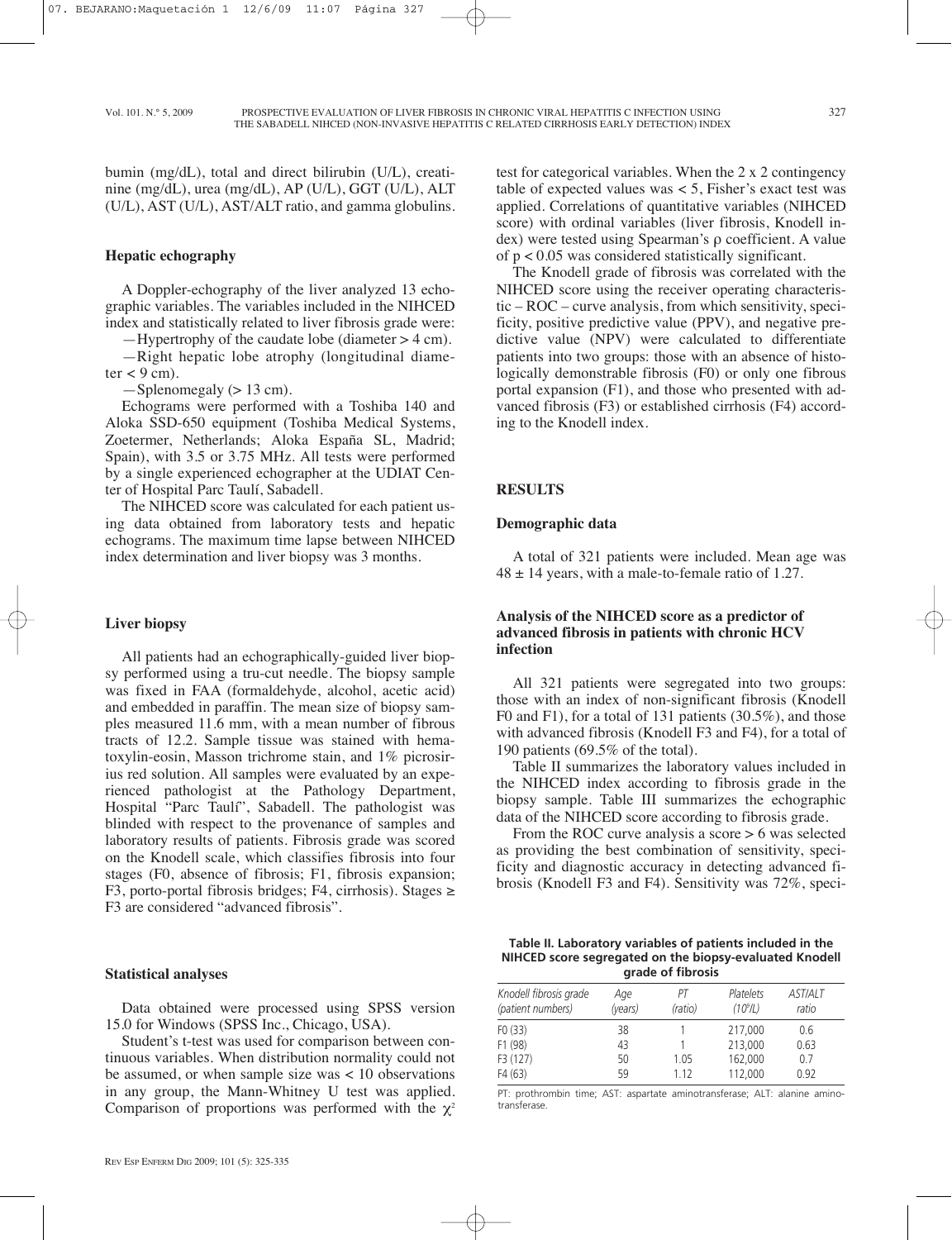bumin (mg/dL), total and direct bilirubin (U/L), creatinine (mg/dL), urea (mg/dL), AP (U/L), GGT (U/L), ALT (U/L), AST (U/L), AST/ALT ratio, and gamma globulins.

### Hepatic echography

A Doppler-echography of the liver analyzed 13 echographic variables. The variables included in the NIHCED index and statistically related to liver fibrosis grade were:

—Hypertrophy of the caudate lobe (diameter > 4 cm).

—Right hepatic lobe atrophy (longitudinal diameter < 9 cm).

—Splenomegaly (> 13 cm).

Echograms were performed with a Toshiba 140 and Aloka SSD-650 equipment (Toshiba Medical Systems, Zoetermer, Netherlands; Aloka España SL, Madrid; Spain), with 3.5 or 3.75 MHz. All tests were performed by a single experienced echographer at the UDIAT Center of Hospital Parc Taulí, Sabadell.

The NIHCED score was calculated for each patient using data obtained from laboratory tests and hepatic echograms. The maximum time lapse between NIHCED index determination and liver biopsy was 3 months.

### Liver biopsy

All patients had an echographically-guided liver biopsy performed using a tru-cut needle. The biopsy sample was fixed in FAA (formaldehyde, alcohol, acetic acid) and embedded in paraffin. The mean size of biopsy samples measured 11.6 mm, with a mean number of fibrous tracts of 12.2. Sample tissue was stained with hematoxylin-eosin, Masson trichrome stain, and 1% picrosirius red solution. All samples were evaluated by an experienced pathologist at the Pathology Department, Hospital "Parc Taulí", Sabadell. The pathologist was blinded with respect to the provenance of samples and laboratory results of patients. Fibrosis grade was scored on the Knodell scale, which classifies fibrosis into four stages (F0, absence of fibrosis; F1, fibrosis expansion; F3, porto-portal fibrosis bridges; F4, cirrhosis). Stages ≥ F3 are considered "advanced fibrosis".

### Statistical analyses

Data obtained were processed using SPSS version 15.0 for Windows (SPSS Inc., Chicago, USA).

Student's t-test was used for comparison between continuous variables. When distribution normality could not be assumed, or when sample size was < 10 observations in any group, the Mann-Whitney U test was applied. Comparison of proportions was performed with the $\chi^2$ test for categorical variables. When the 2 x 2 contingency table of expected values was < 5, Fisher's exact test was applied. Correlations of quantitative variables (NIHCED score) with ordinal variables (liver fibrosis, Knodell index) were tested using Spearman's ρ coefficient. A value of $p < 0.05$ was considered statistically significant.

The Knodell grade of fibrosis was correlated with the NIHCED score using the receiver operating characteristic – ROC – curve analysis, from which sensitivity, specificity, positive predictive value (PPV), and negative predictive value (NPV) were calculated to differentiate patients into two groups: those with an absence of histologically demonstrable fibrosis (F0) or only one fibrous portal expansion (F1), and those who presented with advanced fibrosis (F3) or established cirrhosis (F4) according to the Knodell index.

## RESULTS

### Demographic data

A total of 321 patients were included. Mean age was 48 ± 14 years, with a male-to-female ratio of 1.27.

### Analysis of the NIHCED score as a predictor of advanced fibrosis in patients with chronic HCV infection

All 321 patients were segregated into two groups: those with an index of non-significant fibrosis (Knodell F0 and F1), for a total of 131 patients (30.5%), and those with advanced fibrosis (Knodell F3 and F4), for a total of 190 patients (69.5% of the total).

Table II summarizes the laboratory values included in the NIHCED index according to fibrosis grade in the biopsy sample. Table III summarizes the echographic data of the NIHCED score according to fibrosis grade.

From the ROC curve analysis a score > 6 was selected as providing the best combination of sensitivity, specificity and diagnostic accuracy in detecting advanced fibrosis (Knodell F3 and F4). Sensitivity was 72%, speci-

**Table II. Laboratory variables of patients included in the NIHCED score segregated on the biopsy-evaluated Knodell grade of fibrosis**

| Knodell fibrosis grade (patient numbers) | Age (years) | PT (ratio) | Platelets ($10^9$/L) | AST/ALT ratio |
|---|---|---|---|---|
| F0 (33) | 38 | 1 | 217,000 | 0.6 |
| F1 (98) | 43 | 1 | 213,000 | 0.63 |
| F3 (127) | 50 | 1.05 | 162,000 | 0.7 |
| F4 (63) | 59 | 1.12 | 112,000 | 0.92 |

PT: prothrombin time; AST: aspartate aminotransferase; ALT: alanine aminotransferase.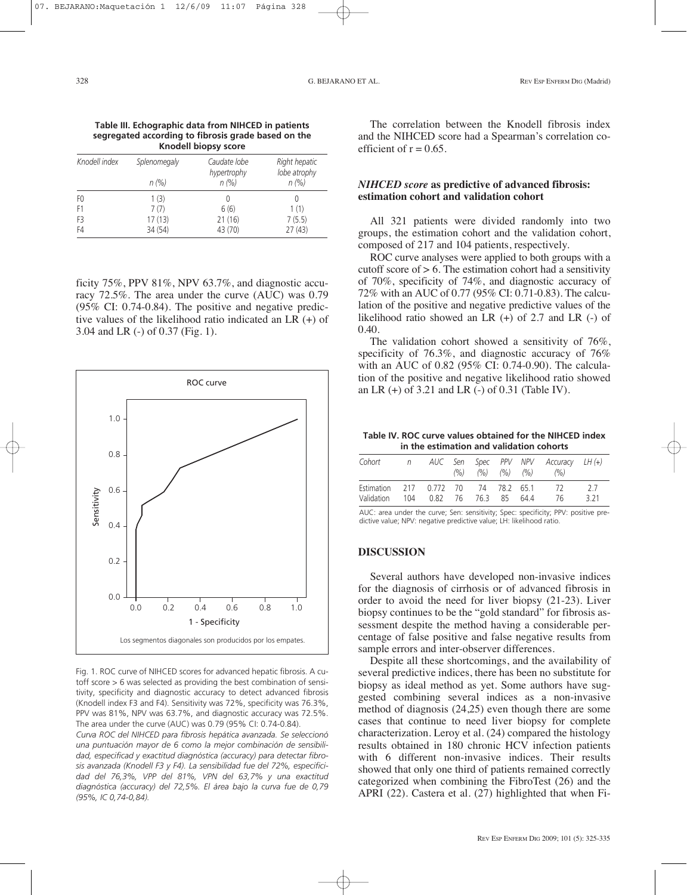**Table III. Echographic data from NIHCED in patients segregated according to fibrosis grade based on the Knodell biopsy score**

| Knodell index | Splenomegaly n (%) | Caudate lobe hypertrophy n (%) | Right hepatic lobe atrophy n (%) |
|---|---|---|---|
| F0 | 1 (3) | 0 | 0 |
| F1 | 7 (7) | 6 (6) | 1 (1) |
| F3 | 17 (13) | 21 (16) | 7 (5.5) |
| F4 | 34 (54) | 43 (70) | 27 (43) |

ficity 75%, PPV 81%, NPV 63.7%, and diagnostic accuracy 72.5%. The area under the curve (AUC) was 0.79 (95% CI: 0.74-0.84). The positive and negative predictive values of the likelihood ratio indicated an LR (+) of 3.04 and LR (-) of 0.37 (Fig. 1).

Fig. 1. ROC curve of NIHCED scores for advanced hepatic fibrosis. A cutoff score > 6 was selected as providing the best combination of sensitivity, specificity and diagnostic accuracy to detect advanced fibrosis (Knodell index F3 and F4). Sensitivity was 72%, specificity was 76.3%, PPV was 81%, NPV was 63.7%, and diagnostic accuracy was 72.5%. The area under the curve (AUC) was 0.79 (95% CI: 0.74-0.84).

*Curva ROC del NIHCED para fibrosis hepática avanzada. Se seleccionó una puntuación mayor de 6 como la mejor combinación de sensibilidad, especificad y exactitud diagnóstica (accuracy) para detectar fibrosis avanzada (Knodell F3 y F4). La sensibilidad fue del 72%, especificidad del 76,3%, VPP del 81%, VPN del 63,7% y una exactitud diagnóstica (accuracy) del 72,5%. El área bajo la curva fue de 0,79 (95%, IC 0,74-0,84).*

The correlation between the Knodell fibrosis index and the NIHCED score had a Spearman's correlation coefficient of r = 0.65.

### *NIHCED score* as predictive of advanced fibrosis: estimation cohort and validation cohort

All 321 patients were divided randomly into two groups, the estimation cohort and the validation cohort, composed of 217 and 104 patients, respectively.

ROC curve analyses were applied to both groups with a cutoff score of > 6. The estimation cohort had a sensitivity of 70%, specificity of 74%, and diagnostic accuracy of 72% with an AUC of 0.77 (95% CI: 0.71-0.83). The calculation of the positive and negative predictive values of the likelihood ratio showed an LR (+) of 2.7 and LR (-) of 0.40.

The validation cohort showed a sensitivity of 76%, specificity of 76.3%, and diagnostic accuracy of 76% with an AUC of 0.82 (95% CI: 0.74-0.90). The calculation of the positive and negative likelihood ratio showed an LR (+) of 3.21 and LR (-) of 0.31 (Table IV).

**Table IV. ROC curve values obtained for the NIHCED index in the estimation and validation cohorts**

| Cohort | n | AUC | Sen (%) | Spec (%) | PPV (%) | NPV (%) | Accuracy (%) | LH (+) |
|---|---|---|---|---|---|---|---|---|
| Estimation | 217 | 0.772 | 70 | 74 | 78.2 | 65.1 | 72 | 2.7 |
| Validation | 104 | 0.82 | 76 | 76.3 | 85 | 64.4 | 76 | 3.21 |

AUC: area under the curve; Sen: sensitivity; Spec: specificity; PPV: positive predictive value; NPV: negative predictive value; LH: likelihood ratio.

## DISCUSSION

Several authors have developed non-invasive indices for the diagnosis of cirrhosis or of advanced fibrosis in order to avoid the need for liver biopsy (21-23). Liver biopsy continues to be the "gold standard" for fibrosis assessment despite the method having a considerable percentage of false positive and false negative results from sample errors and inter-observer differences.

Despite all these shortcomings, and the availability of several predictive indices, there has been no substitute for biopsy as ideal method as yet. Some authors have suggested combining several indices as a non-invasive method of diagnosis (24,25) even though there are some cases that continue to need liver biopsy for complete characterization. Leroy et al. (24) compared the histology results obtained in 180 chronic HCV infection patients with 6 different non-invasive indices. Their results showed that only one third of patients remained correctly categorized when combining the FibroTest (26) and the APRI (22). Castera et al. (27) highlighted that when Fi-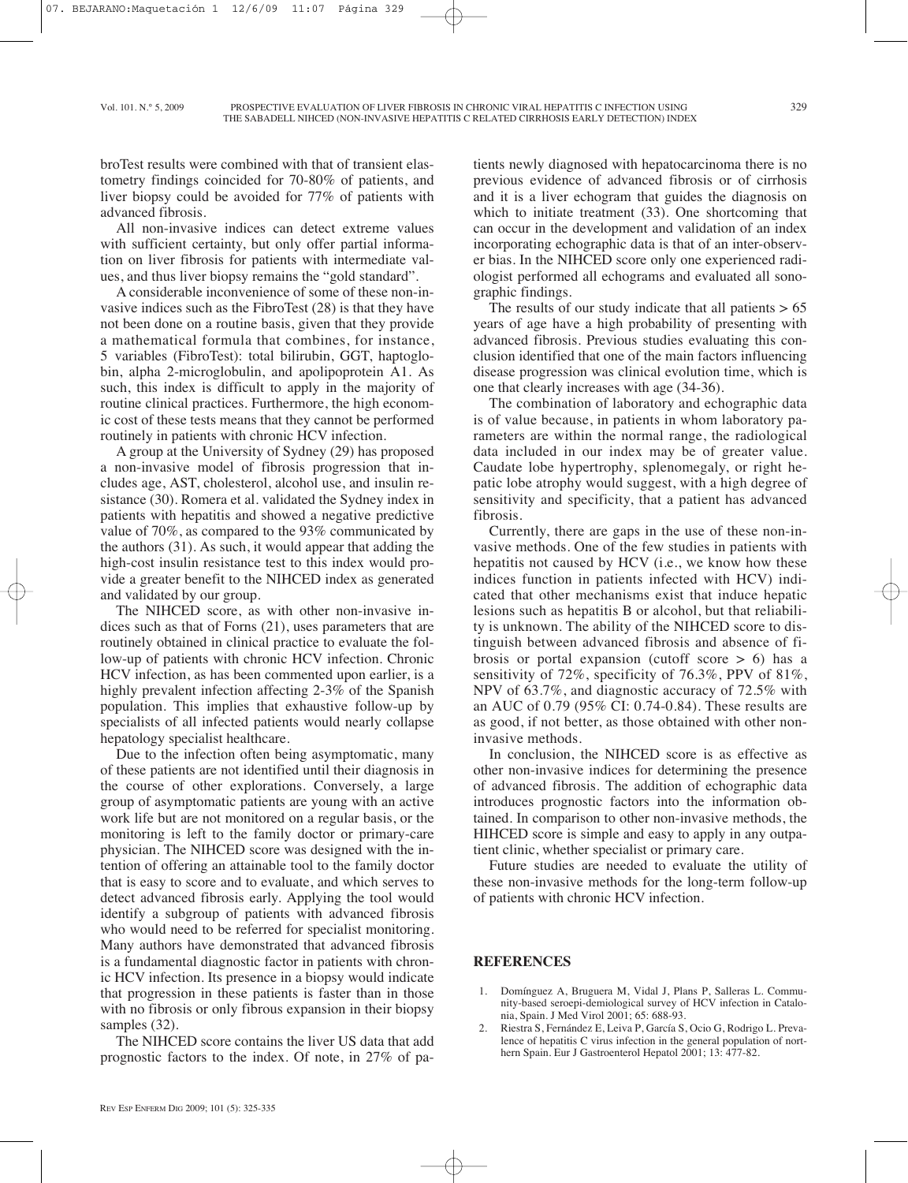broTest results were combined with that of transient elastometry findings coincided for 70-80% of patients, and liver biopsy could be avoided for 77% of patients with advanced fibrosis.

All non-invasive indices can detect extreme values with sufficient certainty, but only offer partial information on liver fibrosis for patients with intermediate values, and thus liver biopsy remains the "gold standard".

A considerable inconvenience of some of these non-invasive indices such as the FibroTest (28) is that they have not been done on a routine basis, given that they provide a mathematical formula that combines, for instance, 5 variables (FibroTest): total bilirubin, GGT, haptoglobin, alpha 2-microglobulin, and apolipoprotein A1. As such, this index is difficult to apply in the majority of routine clinical practices. Furthermore, the high economic cost of these tests means that they cannot be performed routinely in patients with chronic HCV infection.

A group at the University of Sydney (29) has proposed a non-invasive model of fibrosis progression that includes age, AST, cholesterol, alcohol use, and insulin resistance (30). Romera et al. validated the Sydney index in patients with hepatitis and showed a negative predictive value of 70%, as compared to the 93% communicated by the authors (31). As such, it would appear that adding the high-cost insulin resistance test to this index would provide a greater benefit to the NIHCED index as generated and validated by our group.

The NIHCED score, as with other non-invasive indices such as that of Forns (21), uses parameters that are routinely obtained in clinical practice to evaluate the follow-up of patients with chronic HCV infection. Chronic HCV infection, as has been commented upon earlier, is a highly prevalent infection affecting 2-3% of the Spanish population. This implies that exhaustive follow-up by specialists of all infected patients would nearly collapse hepatology specialist healthcare.

Due to the infection often being asymptomatic, many of these patients are not identified until their diagnosis in the course of other explorations. Conversely, a large group of asymptomatic patients are young with an active work life but are not monitored on a regular basis, or the monitoring is left to the family doctor or primary-care physician. The NIHCED score was designed with the intention of offering an attainable tool to the family doctor that is easy to score and to evaluate, and which serves to detect advanced fibrosis early. Applying the tool would identify a subgroup of patients with advanced fibrosis who would need to be referred for specialist monitoring. Many authors have demonstrated that advanced fibrosis is a fundamental diagnostic factor in patients with chronic HCV infection. Its presence in a biopsy would indicate that progression in these patients is faster than in those with no fibrosis or only fibrous expansion in their biopsy samples (32).

The NIHCED score contains the liver US data that add prognostic factors to the index. Of note, in 27% of patients newly diagnosed with hepatocarcinoma there is no previous evidence of advanced fibrosis or of cirrhosis and it is a liver echogram that guides the diagnosis on which to initiate treatment (33). One shortcoming that can occur in the development and validation of an index incorporating echographic data is that of an inter-observer bias. In the NIHCED score only one experienced radiologist performed all echograms and evaluated all sonographic findings.

The results of our study indicate that all patients > 65 years of age have a high probability of presenting with advanced fibrosis. Previous studies evaluating this conclusion identified that one of the main factors influencing disease progression was clinical evolution time, which is one that clearly increases with age (34-36).

The combination of laboratory and echographic data is of value because, in patients in whom laboratory parameters are within the normal range, the radiological data included in our index may be of greater value. Caudate lobe hypertrophy, splenomegaly, or right hepatic lobe atrophy would suggest, with a high degree of sensitivity and specificity, that a patient has advanced fibrosis.

Currently, there are gaps in the use of these non-invasive methods. One of the few studies in patients with hepatitis not caused by HCV (i.e., we know how these indices function in patients infected with HCV) indicated that other mechanisms exist that induce hepatic lesions such as hepatitis B or alcohol, but that reliability is unknown. The ability of the NIHCED score to distinguish between advanced fibrosis and absence of fibrosis or portal expansion (cutoff score > 6) has a sensitivity of 72%, specificity of 76.3%, PPV of 81%, NPV of 63.7%, and diagnostic accuracy of 72.5% with an AUC of 0.79 (95% CI: 0.74-0.84). These results are as good, if not better, as those obtained with other non-invasive methods.

In conclusion, the NIHCED score is as effective as other non-invasive indices for determining the presence of advanced fibrosis. The addition of echographic data introduces prognostic factors into the information obtained. In comparison to other non-invasive methods, the HIHCED score is simple and easy to apply in any outpatient clinic, whether specialist or primary care.

Future studies are needed to evaluate the utility of these non-invasive methods for the long-term follow-up of patients with chronic HCV infection.

## REFERENCES

1. Domínguez A, Bruguera M, Vidal J, Plans P, Salleras L. Community-based seroepi-demiological survey of HCV infection in Catalonia, Spain. J Med Virol 2001; 65: 688-93.
2. Riestra S, Fernández E, Leiva P, García S, Ocio G, Rodrigo L. Prevalence of hepatitis C virus infection in the general population of northern Spain. Eur J Gastroenterol Hepatol 2001; 13: 477-82.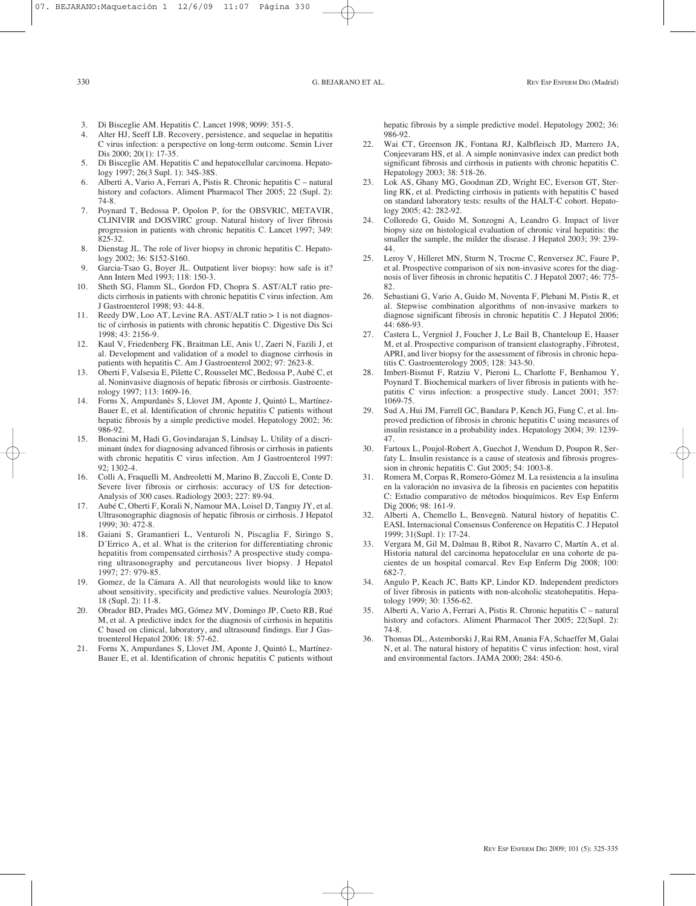3. Di Bisceglie AM. Hepatitis C. Lancet 1998; 9099: 351-5.
4. Alter HJ, Seeff LB. Recovery, persistence, and sequelae in hepatitis C virus infection: a perspective on long-term outcome. Semin Liver Dis 2000; 20(1): 17-35.
5. Di Bisceglie AM. Hepatitis C and hepatocellular carcinoma. Hepatology 1997; 26(3 Supl. 1): 34S-38S.
6. Alberti A, Vario A, Ferrari A, Pistis R. Chronic hepatitis C – natural history and cofactors. Aliment Pharmacol Ther 2005; 22 (Supl. 2): 74-8.
7. Poynard T, Bedossa P, Opolon P, for the OBSVRIC, METAVIR, CLINIVIR and DOSVIRC group. Natural history of liver fibrosis progression in patients with chronic hepatitis C. Lancet 1997; 349: 825-32.
8. Dienstag JL. The role of liver biopsy in chronic hepatitis C. Hepatology 2002; 36: S152-S160.
9. Garcia-Tsao G, Boyer JL. Outpatient liver biopsy: how safe is it? Ann Intern Med 1993; 118: 150-3.
10. Sheth SG, Flamm SL, Gordon FD, Chopra S. AST/ALT ratio predicts cirrhosis in patients with chronic hepatitis C virus infection. Am J Gastroenterol 1998; 93: 44-8.
11. Reedy DW, Loo AT, Levine RA. AST/ALT ratio > 1 is not diagnostic of cirrhosis in patients with chronic hepatitis C. Digestive Dis Sci 1998; 43: 2156-9.
12. Kaul V, Friedenberg FK, Braitman LE, Anis U, Zaeri N, Fazili J, et al. Development and validation of a model to diagnose cirrhosis in patients with hepatitis C. Am J Gastroenterol 2002; 97: 2623-8.
13. Oberti F, Valsesia E, Pilette C, Rousselet MC, Bedossa P, Aubé C, et al. Noninvasive diagnosis of hepatic fibrosis or cirrhosis. Gastroenterology 1997; 113: 1609-16.
14. Forns X, Ampurdanès S, Llovet JM, Aponte J, Quintó L, Martínez-Bauer E, et al. Identification of chronic hepatitis C patients without hepatic fibrosis by a simple predictive model. Hepatology 2002; 36: 986-92.
15. Bonacini M, Hadi G, Govindarajan S, Lindsay L. Utility of a discriminant índex for diagnosing advanced fibrosis or cirrhosis in patients with chronic hepatitis C virus infection. Am J Gastroenterol 1997: 92; 1302-4.
16. Colli A, Fraquelli M, Andreoletti M, Marino B, Zuccoli E, Conte D. Severe liver fibrosis or cirrhosis: accuracy of US for detection-Analysis of 300 cases. Radiology 2003; 227: 89-94.
17. Aubé C, Oberti F, Korali N, Namour MA, Loisel D, Tanguy JY, et al. Ultrasonographic diagnosis of hepatic fibrosis or cirrhosis. J Hepatol 1999; 30: 472-8.
18. Gaiani S, Gramantieri L, Venturoli N, Piscaglia F, Siringo S, D´Errico A, et al. What is the criterion for differentiating chronic hepatitis from compensated cirrhosis? A prospective study comparing ultrasonography and percutaneous liver biopsy. J Hepatol 1997; 27: 979-85.
19. Gomez, de la Cámara A. All that neurologists would like to know about sensitivity, specificity and predictive values. Neurología 2003; 18 (Supl. 2): 11-8.
20. Obrador BD, Prades MG, Gómez MV, Domingo JP, Cueto RB, Rué M, et al. A predictive index for the diagnosis of cirrhosis in hepatitis C based on clinical, laboratory, and ultrasound findings. Eur J Gastroenterol Hepatol 2006: 18: 57-62.
21. Forns X, Ampurdanes S, Llovet JM, Aponte J, Quintó L, Martínez-Bauer E, et al. Identification of chronic hepatitis C patients without hepatic fibrosis by a simple predictive model. Hepatology 2002; 36: 986-92.
22. Wai CT, Greenson JK, Fontana RJ, Kalbfleisch JD, Marrero JA, Conjeevaram HS, et al. A simple noninvasive index can predict both significant fibrosis and cirrhosis in patients with chronic hepatitis C. Hepatology 2003; 38: 518-26.
23. Lok AS, Ghany MG, Goodman ZD, Wright EC, Everson GT, Sterling RK, et al. Predicting cirrhosis in patients with hepatitis C based on standard laboratory tests: results of the HALT-C cohort. Hepatology 2005; 42: 282-92.
24. Colloredo G, Guido M, Sonzogni A, Leandro G. Impact of liver biopsy size on histological evaluation of chronic viral hepatitis: the smaller the sample, the milder the disease. J Hepatol 2003; 39: 239-44.
25. Leroy V, Hilleret MN, Sturm N, Trocme C, Renversez JC, Faure P, et al. Prospective comparison of six non-invasive scores for the diagnosis of liver fibrosis in chronic hepatitis C. J Hepatol 2007; 46: 775-82.
26. Sebastiani G, Vario A, Guido M, Noventa F, Plebani M, Pistis R, et al. Stepwise combination algorithms of non-invasive markers to diagnose significant fibrosis in chronic hepatitis C. J Hepatol 2006; 44: 686-93.
27. Castera L, Vergniol J, Foucher J, Le Bail B, Chanteloup E, Haaser M, et al. Prospective comparison of transient elastography, Fibrotest, APRI, and liver biopsy for the assessment of fibrosis in chronic hepatitis C. Gastroenterology 2005; 128: 343-50.
28. Imbert-Bismut F, Ratziu V, Pieroni L, Charlotte F, Benhamou Y, Poynard T. Biochemical markers of liver fibrosis in patients with hepatitis C virus infection: a prospective study. Lancet 2001; 357: 1069-75.
29. Sud A, Hui JM, Farrell GC, Bandara P, Kench JG, Fung C, et al. Improved prediction of fibrosis in chronic hepatitis C using measures of insulin resistance in a probability index. Hepatology 2004; 39: 1239-47.
30. Fartoux L, Poujol-Robert A, Guechot J, Wendum D, Poupon R, Serfaty L. Insulin resistance is a cause of steatosis and fibrosis progression in chronic hepatitis C. Gut 2005; 54: 1003-8.
31. Romera M, Corpas R, Romero-Gómez M. La resistencia a la insulina en la valoración no invasiva de la fibrosis en pacientes con hepatitis C: Estudio comparativo de métodos bioquímicos. Rev Esp Enferm Dig 2006; 98: 161-9.
32. Alberti A, Chemello L, Benvegnù. Natural history of hepatitis C. EASL Internacional Consensus Conference on Hepatitis C. J Hepatol 1999; 31(Supl. 1): 17-24.
33. Vergara M, Gil M, Dalmau B, Ribot R, Navarro C, Martín A, et al. Historia natural del carcinoma hepatocelular en una cohorte de pacientes de un hospital comarcal. Rev Esp Enferm Dig 2008; 100: 682-7.
34. Angulo P, Keach JC, Batts KP, Lindor KD. Independent predictors of liver fibrosis in patients with non-alcoholic steatohepatitis. Hepatology 1999; 30: 1356-62.
35. Alberti A, Vario A, Ferrari A, Pistis R. Chronic hepatitis C – natural history and cofactors. Aliment Pharmacol Ther 2005; 22(Supl. 2): 74-8.
36. Thomas DL, Astemborski J, Rai RM, Anania FA, Schaeffer M, Galai N, et al. The natural history of hepatitis C virus infection: host, viral and environmental factors. JAMA 2000; 284: 450-6.